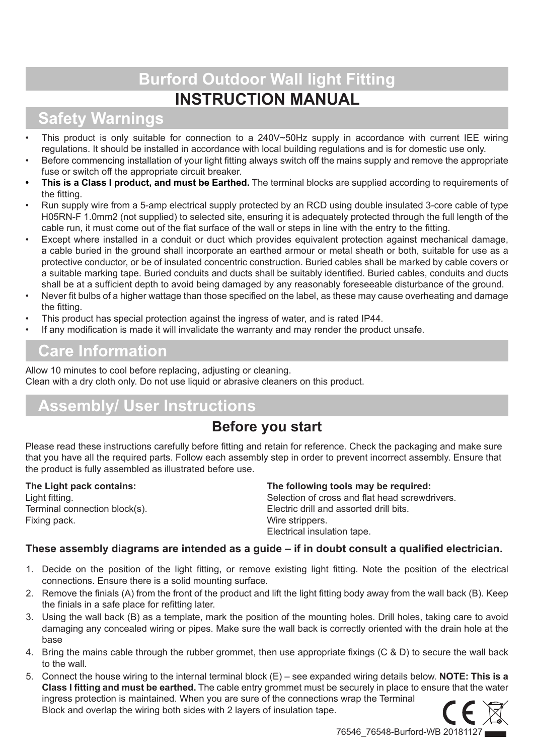# Burford Outdoor Wall light Fitting

# INSTRUCTION MANUAL

## Safety Warnings

- This product is only suitable for connection to a 240V~50Hz supply in accordance with current IEE wiring regulations. It should be installed in accordance with local building regulations and is for domestic use only.
- Before commencing installation of your light fitting always switch off the mains supply and remove the appropriate fuse or switch off the appropriate circuit breaker.
- **This is a Class I product, and must be Earthed.** The terminal blocks are supplied according to requirements of the fitting.
- Run supply wire from a 5-amp electrical supply protected by an RCD using double insulated 3-core cable of type H05RN-F 1.0mm2 (not supplied) to selected site, ensuring it is adequately protected through the full length of the cable run, it must come out of the flat surface of the wall or steps in line with the entry to the fitting.
- Except where installed in a conduit or duct which provides equivalent protection against mechanical damage, a cable buried in the ground shall incorporate an earthed armour or metal sheath or both, suitable for use as a protective conductor, or be of insulated concentric construction. Buried cables shall be marked by cable covers or a suitable marking tape. Buried conduits and ducts shall be suitably identified. Buried cables, conduits and ducts shall be at a sufficient depth to avoid being damaged by any reasonably foreseeable disturbance of the ground.
- Never fit bulbs of a higher wattage than those specified on the label, as these may cause overheating and damage the fitting.
- This product has special protection against the ingress of water, and is rated IP44.
- If any modification is made it will invalidate the warranty and may render the product unsafe.

## Care Information

Allow 10 minutes to cool before replacing, adjusting or cleaning.
Clean with a dry cloth only. Do not use liquid or abrasive cleaners on this product.

## Assembly/ User Instructions

### Before you start

Please read these instructions carefully before fitting and retain for reference. Check the packaging and make sure that you have all the required parts. Follow each assembly step in order to prevent incorrect assembly. Ensure that the product is fully assembled as illustrated before use.

**The Light pack contains:**
Light fitting.
Terminal connection block(s).
Fixing pack.

**The following tools may be required:**
Selection of cross and flat head screwdrivers.
Electric drill and assorted drill bits.
Wire strippers.
Electrical insulation tape.

**These assembly diagrams are intended as a guide – if in doubt consult a qualified electrician.**

1. Decide on the position of the light fitting, or remove existing light fitting. Note the position of the electrical connections. Ensure there is a solid mounting surface.
2. Remove the finials (A) from the front of the product and lift the light fitting body away from the wall back (B). Keep the finials in a safe place for refitting later.
3. Using the wall back (B) as a template, mark the position of the mounting holes. Drill holes, taking care to avoid damaging any concealed wiring or pipes. Make sure the wall back is correctly oriented with the drain hole at the base
4. Bring the mains cable through the rubber grommet, then use appropriate fixings (C & D) to secure the wall back to the wall.
5. Connect the house wiring to the internal terminal block (E) – see expanded wiring details below. **NOTE: This is a Class I fitting and must be earthed.** The cable entry grommet must be securely in place to ensure that the water ingress protection is maintained. When you are sure of the connections wrap the Terminal Block and overlap the wiring both sides with 2 layers of insulation tape.

76546_76548-Burford-WB 20181127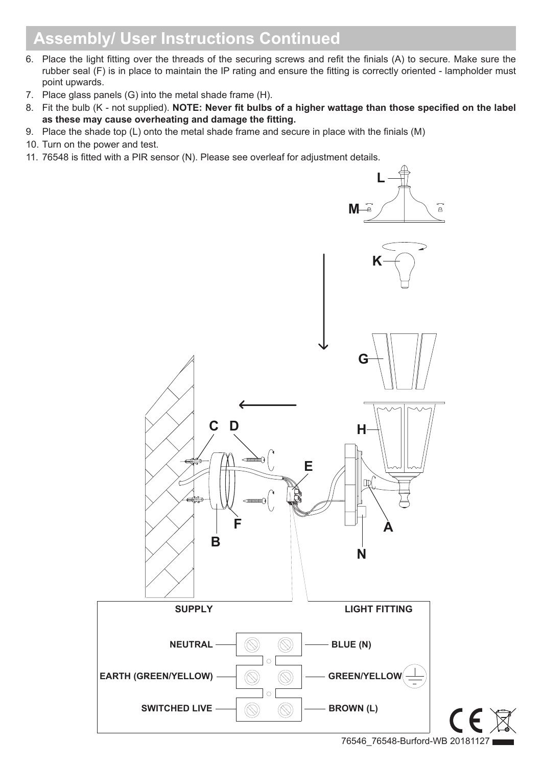## Assembly/ User Instructions Continued

6. Place the light fitting over the threads of the securing screws and refit the finials (A) to secure. Make sure the rubber seal (F) is in place to maintain the IP rating and ensure the fitting is correctly oriented - lampholder must point upwards.
7. Place glass panels (G) into the metal shade frame (H).
8. Fit the bulb (K - not supplied). **NOTE: Never fit bulbs of a higher wattage than those specified on the label as these may cause overheating and damage the fitting.**
9. Place the shade top (L) onto the metal shade frame and secure in place with the finials (M)
10. Turn on the power and test.
11. 76548 is fitted with a PIR sensor (N). Please see overleaf for adjustment details.

| SUPPLY | LIGHT FITTING |
|---|---|
| NEUTRAL | BLUE (N) |
| EARTH (GREEN/YELLOW) | GREEN/YELLOW |
| SWITCHED LIVE | BROWN (L) |

76546_76548-Burford-WB 20181127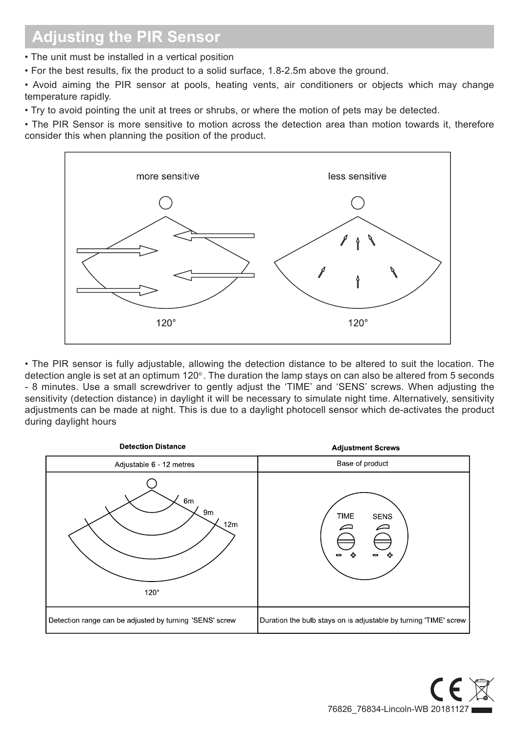## Adjusting the PIR Sensor

- The unit must be installed in a vertical position
- For the best results, fix the product to a solid surface, 1.8-2.5m above the ground.
- Avoid aiming the PIR sensor at pools, heating vents, air conditioners or objects which may change temperature rapidly.
- Try to avoid pointing the unit at trees or shrubs, or where the motion of pets may be detected.
- The PIR Sensor is more sensitive to motion across the detection area than motion towards it, therefore consider this when planning the position of the product.

more sensitive

120°

less sensitive

120°

- The PIR sensor is fully adjustable, allowing the detection distance to be altered to suit the location. The detection angle is set at an optimum 120°. The duration the lamp stays on can also be altered from 5 seconds - 8 minutes. Use a small screwdriver to gently adjust the 'TIME' and 'SENS' screws. When adjusting the sensitivity (detection distance) in daylight it will be necessary to simulate night time. Alternatively, sensitivity adjustments can be made at night. This is due to a daylight photocell sensor which de-activates the product during daylight hours

| Detection Distance | Adjustment Screws |
|---|---|
| Adjustable 6 - 12 metres | Base of product |
| 6m<br>9m<br>12m<br>120° | TIME SENS<br>- + - + |
| Detection range can be adjusted by turning 'SENS' screw | Duration the bulb stays on is adjustable by turning 'TIME' screw |

76826_76834-Lincoln-WB 20181127